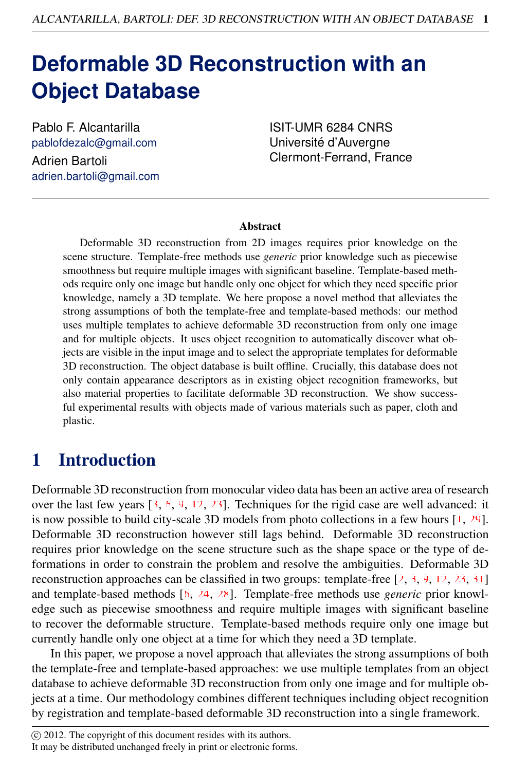# Deformable 3D Reconstruction with an Object Database

Pablo F. Alcantarilla
pablofdezalc@gmail.com

Adrien Bartoli
adrien.bartoli@gmail.com

ISIT-UMR 6284 CNRS
Université d'Auvergne
Clermont-Ferrand, France

## Abstract

Deformable 3D reconstruction from 2D images requires prior knowledge on the scene structure. Template-free methods use *generic* prior knowledge such as piecewise smoothness but require multiple images with significant baseline. Template-based methods require only one image but handle only one object for which they need specific prior knowledge, namely a 3D template. We here propose a novel method that alleviates the strong assumptions of both the template-free and template-based methods: our method uses multiple templates to achieve deformable 3D reconstruction from only one image and for multiple objects. It uses object recognition to automatically discover what objects are visible in the input image and to select the appropriate templates for deformable 3D reconstruction. The object database is built offline. Crucially, this database does not only contain appearance descriptors as in existing object recognition frameworks, but also material properties to facilitate deformable 3D reconstruction. We show successful experimental results with objects made of various materials such as paper, cloth and plastic.

## 1 Introduction

Deformable 3D reconstruction from monocular video data has been an active area of research over the last few years [3, 6, 9, 12, 23]. Techniques for the rigid case are well advanced: it is now possible to build city-scale 3D models from photo collections in a few hours [1, 29]. Deformable 3D reconstruction however still lags behind. Deformable 3D reconstruction requires prior knowledge on the scene structure such as the shape space or the type of deformations in order to constrain the problem and resolve the ambiguities. Deformable 3D reconstruction approaches can be classified in two groups: template-free [2, 3, 9, 12, 23, 31] and template-based methods [6, 24, 28]. Template-free methods use *generic* prior knowledge such as piecewise smoothness and require multiple images with significant baseline to recover the deformable structure. Template-based methods require only one image but currently handle only one object at a time for which they need a 3D template.

In this paper, we propose a novel approach that alleviates the strong assumptions of both the template-free and template-based approaches: we use multiple templates from an object database to achieve deformable 3D reconstruction from only one image and for multiple objects at a time. Our methodology combines different techniques including object recognition by registration and template-based deformable 3D reconstruction into a single framework.

© 2012. The copyright of this document resides with its authors.
It may be distributed unchanged freely in print or electronic forms.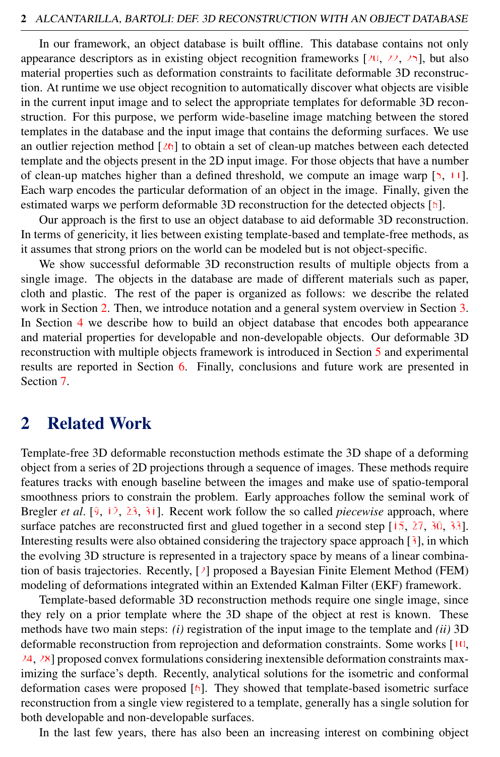In our framework, an object database is built offline. This database contains not only appearance descriptors as in existing object recognition frameworks [20, 22, 25], but also material properties such as deformation constraints to facilitate deformable 3D reconstruction. At runtime we use object recognition to automatically discover what objects are visible in the current input image and to select the appropriate templates for deformable 3D reconstruction. For this purpose, we perform wide-baseline image matching between the stored templates in the database and the input image that contains the deforming surfaces. We use an outlier rejection method [26] to obtain a set of clean-up matches between each detected template and the objects present in the 2D input image. For those objects that have a number of clean-up matches higher than a defined threshold, we compute an image warp [5, 11]. Each warp encodes the particular deformation of an object in the image. Finally, given the estimated warps we perform deformable 3D reconstruction for the detected objects [6].

Our approach is the first to use an object database to aid deformable 3D reconstruction. In terms of genericity, it lies between existing template-based and template-free methods, as it assumes that strong priors on the world can be modeled but is not object-specific.

We show successful deformable 3D reconstruction results of multiple objects from a single image. The objects in the database are made of different materials such as paper, cloth and plastic. The rest of the paper is organized as follows: we describe the related work in Section 2. Then, we introduce notation and a general system overview in Section 3. In Section 4 we describe how to build an object database that encodes both appearance and material properties for developable and non-developable objects. Our deformable 3D reconstruction with multiple objects framework is introduced in Section 5 and experimental results are reported in Section 6. Finally, conclusions and future work are presented in Section 7.

## 2 Related Work

Template-free 3D deformable reconstuction methods estimate the 3D shape of a deforming object from a series of 2D projections through a sequence of images. These methods require features tracks with enough baseline between the images and make use of spatio-temporal smoothness priors to constrain the problem. Early approaches follow the seminal work of Bregler *et al.* [9, 12, 23, 31]. Recent work follow the so called *piecewise* approach, where surface patches are reconstructed first and glued together in a second step [15, 27, 30, 33]. Interesting results were also obtained considering the trajectory space approach [3], in which the evolving 3D structure is represented in a trajectory space by means of a linear combination of basis trajectories. Recently, [2] proposed a Bayesian Finite Element Method (FEM) modeling of deformations integrated within an Extended Kalman Filter (EKF) framework.

Template-based deformable 3D reconstruction methods require one single image, since they rely on a prior template where the 3D shape of the object at rest is known. These methods have two main steps: *(i)* registration of the input image to the template and *(ii)* 3D deformable reconstruction from reprojection and deformation constraints. Some works [10, 24, 28] proposed convex formulations considering inextensible deformation constraints maximizing the surface's depth. Recently, analytical solutions for the isometric and conformal deformation cases were proposed [6]. They showed that template-based isometric surface reconstruction from a single view registered to a template, generally has a single solution for both developable and non-developable surfaces.

In the last few years, there has also been an increasing interest on combining object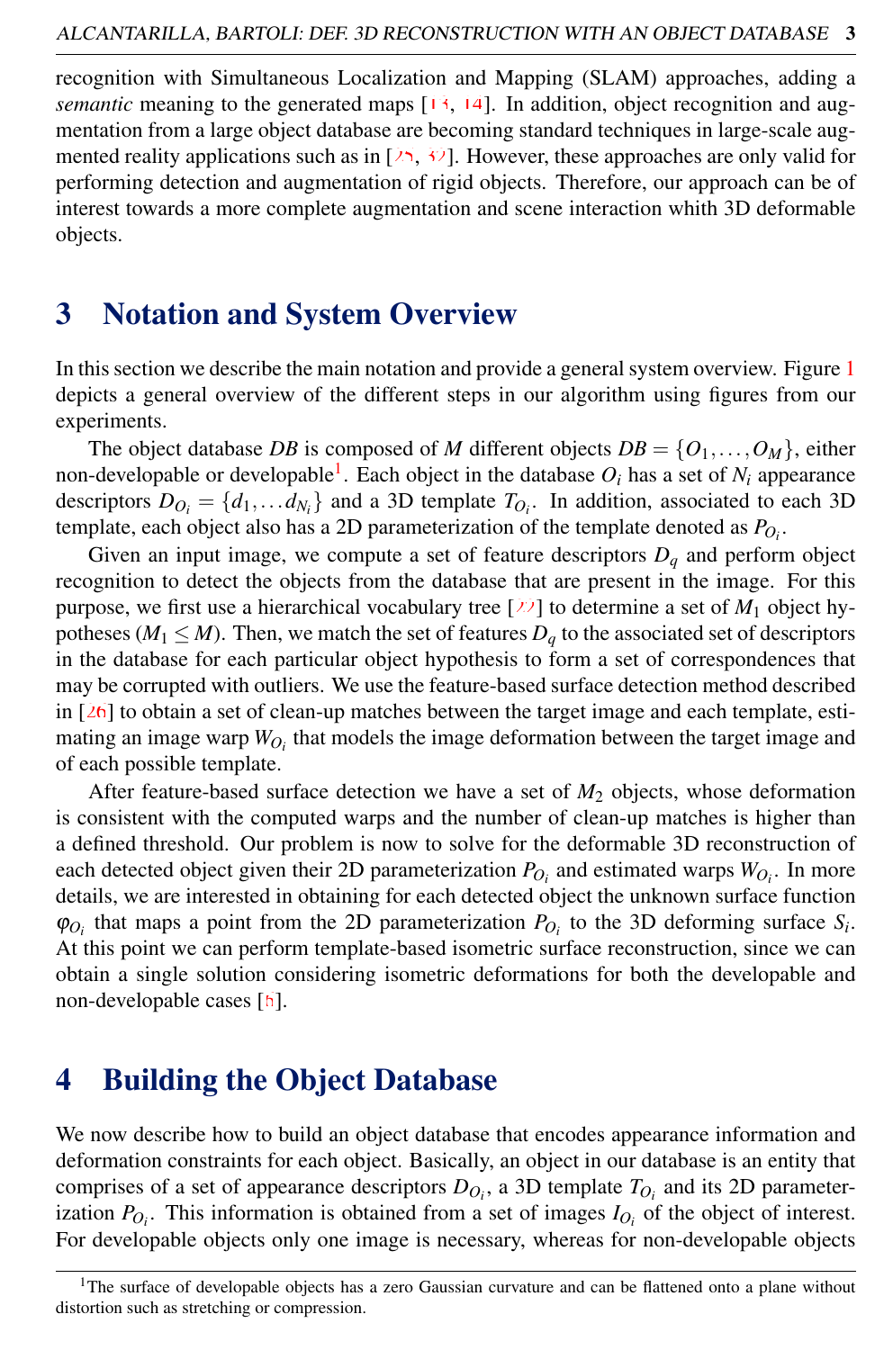recognition with Simultaneous Localization and Mapping (SLAM) approaches, adding a *semantic* meaning to the generated maps [13, 14]. In addition, object recognition and augmentation from a large object database are becoming standard techniques in large-scale augmented reality applications such as in [25, 32]. However, these approaches are only valid for performing detection and augmentation of rigid objects. Therefore, our approach can be of interest towards a more complete augmentation and scene interaction whith 3D deformable objects.

# 3 Notation and System Overview

In this section we describe the main notation and provide a general system overview. Figure 1 depicts a general overview of the different steps in our algorithm using figures from our experiments.

The object database $DB$ is composed of $M$ different objects $DB = \{O_1, \ldots, O_M\}$, either non-developable or developable[1]. Each object in the database $O_i$ has a set of $N_i$ appearance descriptors $D_{O_i} = \{d_1, \ldots d_{N_i}\}$ and a 3D template $T_{O_i}$. In addition, associated to each 3D template, each object also has a 2D parameterization of the template denoted as $P_{O_i}$.

Given an input image, we compute a set of feature descriptors $D_q$ and perform object recognition to detect the objects from the database that are present in the image. For this purpose, we first use a hierarchical vocabulary tree [22] to determine a set of $M_1$ object hypotheses ($M_1 \leq M$). Then, we match the set of features $D_q$ to the associated set of descriptors in the database for each particular object hypothesis to form a set of correspondences that may be corrupted with outliers. We use the feature-based surface detection method described in [26] to obtain a set of clean-up matches between the target image and each template, estimating an image warp $W_{O_i}$ that models the image deformation between the target image and of each possible template.

After feature-based surface detection we have a set of $M_2$ objects, whose deformation is consistent with the computed warps and the number of clean-up matches is higher than a defined threshold. Our problem is now to solve for the deformable 3D reconstruction of each detected object given their 2D parameterization $P_{O_i}$ and estimated warps $W_{O_i}$. In more details, we are interested in obtaining for each detected object the unknown surface function $\varphi_{O_i}$ that maps a point from the 2D parameterization $P_{O_i}$ to the 3D deforming surface $S_i$. At this point we can perform template-based isometric surface reconstruction, since we can obtain a single solution considering isometric deformations for both the developable and non-developable cases [5].

# 4 Building the Object Database

We now describe how to build an object database that encodes appearance information and deformation constraints for each object. Basically, an object in our database is an entity that comprises of a set of appearance descriptors $D_{O_i}$, a 3D template $T_{O_i}$ and its 2D parameterization $P_{O_i}$. This information is obtained from a set of images $I_{O_i}$ of the object of interest. For developable objects only one image is necessary, whereas for non-developable objects

[1] The surface of developable objects has a zero Gaussian curvature and can be flattened onto a plane without distortion such as stretching or compression.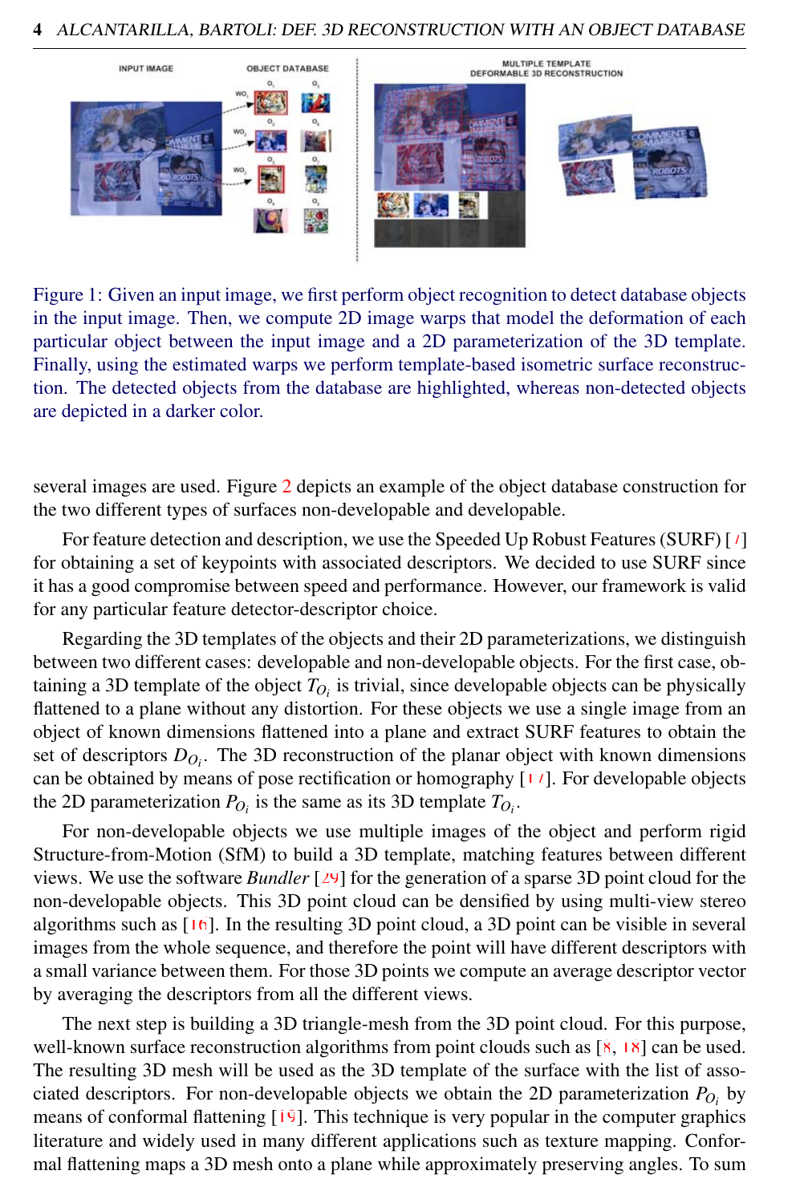Figure 1: Given an input image, we first perform object recognition to detect database objects in the input image. Then, we compute 2D image warps that model the deformation of each particular object between the input image and a 2D parameterization of the 3D template. Finally, using the estimated warps we perform template-based isometric surface reconstruction. The detected objects from the database are highlighted, whereas non-detected objects are depicted in a darker color.

several images are used. Figure 2 depicts an example of the object database construction for the two different types of surfaces non-developable and developable.

For feature detection and description, we use the Speeded Up Robust Features (SURF) [7] for obtaining a set of keypoints with associated descriptors. We decided to use SURF since it has a good compromise between speed and performance. However, our framework is valid for any particular feature detector-descriptor choice.

Regarding the 3D templates of the objects and their 2D parameterizations, we distinguish between two different cases: developable and non-developable objects. For the first case, obtaining a 3D template of the object $T_{O_i}$ is trivial, since developable objects can be physically flattened to a plane without any distortion. For these objects we use a single image from an object of known dimensions flattened into a plane and extract SURF features to obtain the set of descriptors $D_{O_i}$. The 3D reconstruction of the planar object with known dimensions can be obtained by means of pose rectification or homography [17]. For developable objects the 2D parameterization $P_{O_i}$ is the same as its 3D template $T_{O_i}$.

For non-developable objects we use multiple images of the object and perform rigid Structure-from-Motion (SfM) to build a 3D template, matching features between different views. We use the software *Bundler* [29] for the generation of a sparse 3D point cloud for the non-developable objects. This 3D point cloud can be densified by using multi-view stereo algorithms such as [16]. In the resulting 3D point cloud, a 3D point can be visible in several images from the whole sequence, and therefore the point will have different descriptors with a small variance between them. For those 3D points we compute an average descriptor vector by averaging the descriptors from all the different views.

The next step is building a 3D triangle-mesh from the 3D point cloud. For this purpose, well-known surface reconstruction algorithms from point clouds such as [8, 18] can be used. The resulting 3D mesh will be used as the 3D template of the surface with the list of associated descriptors. For non-developable objects we obtain the 2D parameterization $P_{O_i}$ by means of conformal flattening [19]. This technique is very popular in the computer graphics literature and widely used in many different applications such as texture mapping. Conformal flattening maps a 3D mesh onto a plane while approximately preserving angles. To sum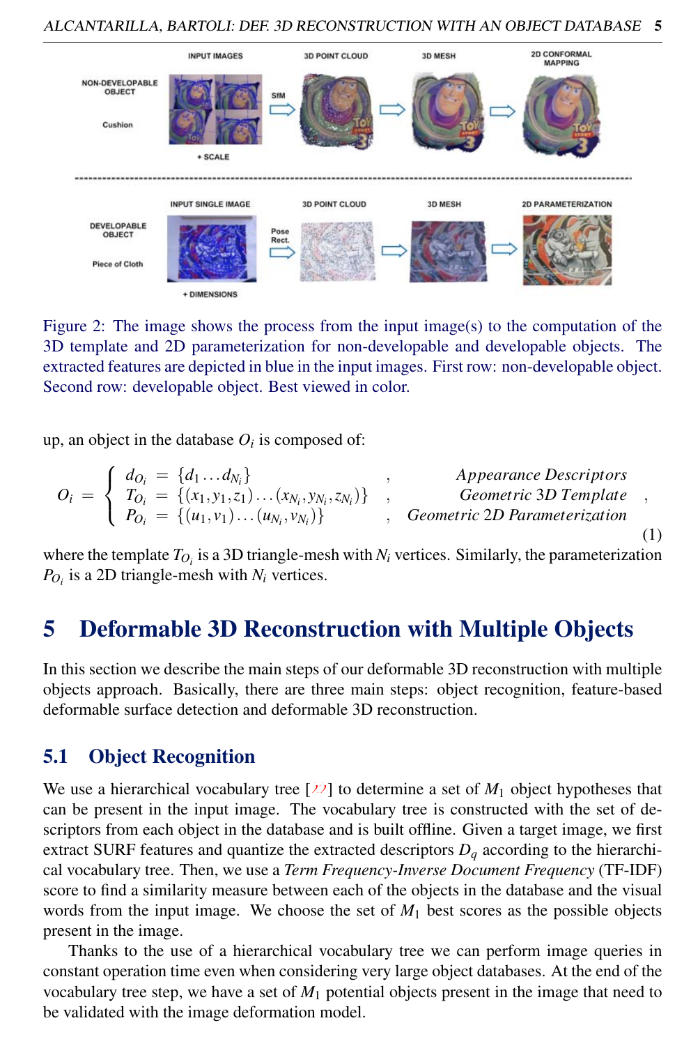Figure 2: The image shows the process from the input image(s) to the computation of the 3D template and 2D parameterization for non-developable and developable objects. The extracted features are depicted in blue in the input images. First row: non-developable object. Second row: developable object. Best viewed in color.

up, an object in the database $O_i$ is composed of:

$$
O_i = \begin{cases} d_{O_i} = \{d_1 \ldots d_{N_i}\} & , \quad \textit{Appearance Descriptors} \\ T_{O_i} = \{(x_1, y_1, z_1) \ldots (x_{N_i}, y_{N_i}, z_{N_i})\} & , \quad \textit{Geometric 3D Template} \\ P_{O_i} = \{(u_1, v_1) \ldots (u_{N_i}, v_{N_i})\} & , \quad \textit{Geometric 2D Parameterization} \end{cases} , \tag{1}
$$

where the template $T_{O_i}$ is a 3D triangle-mesh with $N_i$ vertices. Similarly, the parameterization $P_{O_i}$ is a 2D triangle-mesh with $N_i$ vertices.

# 5 Deformable 3D Reconstruction with Multiple Objects

In this section we describe the main steps of our deformable 3D reconstruction with multiple objects approach. Basically, there are three main steps: object recognition, feature-based deformable surface detection and deformable 3D reconstruction.

## 5.1 Object Recognition

We use a hierarchical vocabulary tree [??] to determine a set of $M_1$ object hypotheses that can be present in the input image. The vocabulary tree is constructed with the set of descriptors from each object in the database and is built offline. Given a target image, we first extract SURF features and quantize the extracted descriptors $D_q$ according to the hierarchical vocabulary tree. Then, we use a *Term Frequency-Inverse Document Frequency* (TF-IDF) score to find a similarity measure between each of the objects in the database and the visual words from the input image. We choose the set of $M_1$ best scores as the possible objects present in the image.

Thanks to the use of a hierarchical vocabulary tree we can perform image queries in constant operation time even when considering very large object databases. At the end of the vocabulary tree step, we have a set of $M_1$ potential objects present in the image that need to be validated with the image deformation model.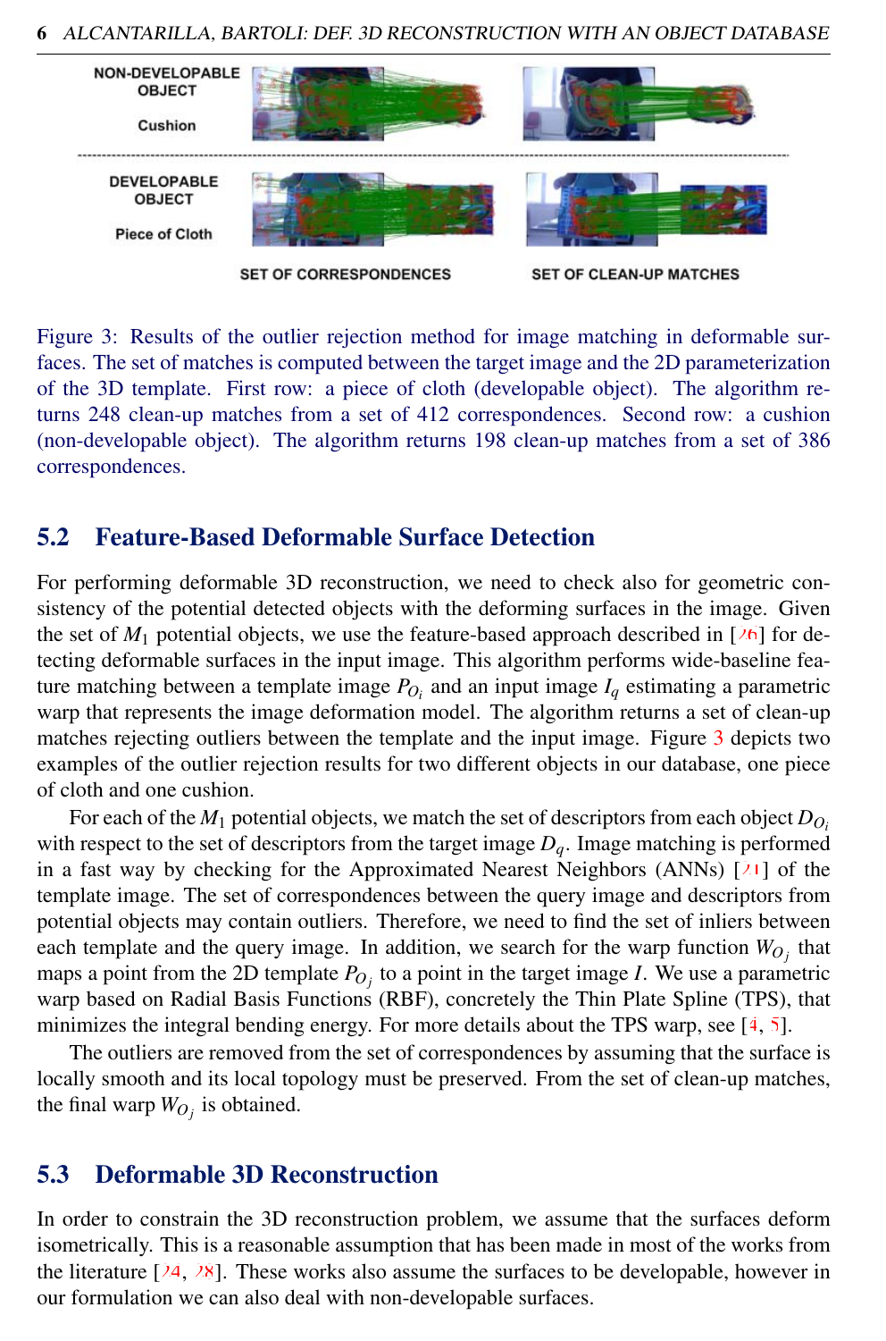Figure 3: Results of the outlier rejection method for image matching in deformable surfaces. The set of matches is computed between the target image and the 2D parameterization of the 3D template. First row: a piece of cloth (developable object). The algorithm returns 248 clean-up matches from a set of 412 correspondences. Second row: a cushion (non-developable object). The algorithm returns 198 clean-up matches from a set of 386 correspondences.

## 5.2 Feature-Based Deformable Surface Detection

For performing deformable 3D reconstruction, we need to check also for geometric consistency of the potential detected objects with the deforming surfaces in the image. Given the set of $M_1$ potential objects, we use the feature-based approach described in [26] for detecting deformable surfaces in the input image. This algorithm performs wide-baseline feature matching between a template image $P_{O_i}$ and an input image $I_q$ estimating a parametric warp that represents the image deformation model. The algorithm returns a set of clean-up matches rejecting outliers between the template and the input image. Figure 3 depicts two examples of the outlier rejection results for two different objects in our database, one piece of cloth and one cushion.

For each of the $M_1$ potential objects, we match the set of descriptors from each object $D_{O_i}$ with respect to the set of descriptors from the target image $D_q$. Image matching is performed in a fast way by checking for the Approximated Nearest Neighbors (ANNs) [21] of the template image. The set of correspondences between the query image and descriptors from potential objects may contain outliers. Therefore, we need to find the set of inliers between each template and the query image. In addition, we search for the warp function $W_{O_j}$ that maps a point from the 2D template $P_{O_j}$ to a point in the target image $I$. We use a parametric warp based on Radial Basis Functions (RBF), concretely the Thin Plate Spline (TPS), that minimizes the integral bending energy. For more details about the TPS warp, see [4, 5].

The outliers are removed from the set of correspondences by assuming that the surface is locally smooth and its local topology must be preserved. From the set of clean-up matches, the final warp $W_{O_j}$ is obtained.

## 5.3 Deformable 3D Reconstruction

In order to constrain the 3D reconstruction problem, we assume that the surfaces deform isometrically. This is a reasonable assumption that has been made in most of the works from the literature [24, 28]. These works also assume the surfaces to be developable, however in our formulation we can also deal with non-developable surfaces.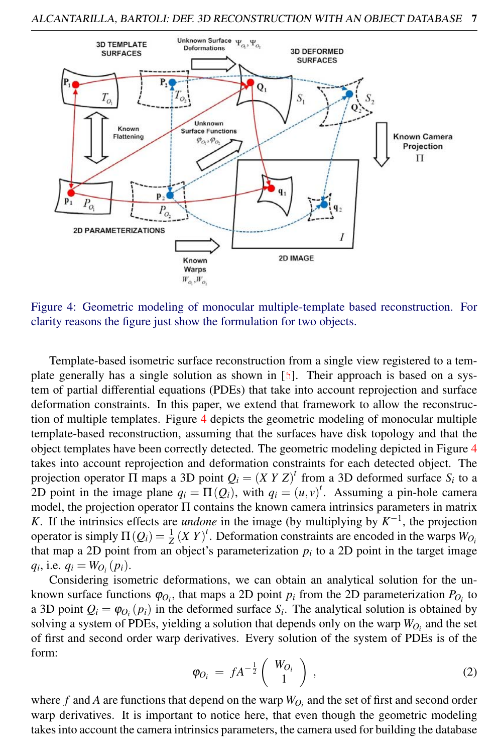Figure 4: Geometric modeling of monocular multiple-template based reconstruction. For clarity reasons the figure just show the formulation for two objects.

Template-based isometric surface reconstruction from a single view registered to a template generally has a single solution as shown in [5]. Their approach is based on a system of partial differential equations (PDEs) that take into account reprojection and surface deformation constraints. In this paper, we extend that framework to allow the reconstruction of multiple templates. Figure 4 depicts the geometric modeling of monocular multiple template-based reconstruction, assuming that the surfaces have disk topology and that the object templates have been correctly detected. The geometric modeling depicted in Figure 4 takes into account reprojection and deformation constraints for each detected object. The projection operator $\Pi$ maps a 3D point $Q_i = (X\ Y\ Z)^t$ from a 3D deformed surface $S_i$ to a 2D point in the image plane $q_i = \Pi(Q_i)$, with $q_i = (u, v)^t$. Assuming a pin-hole camera model, the projection operator $\Pi$ contains the known camera intrinsics parameters in matrix $K$. If the intrinsics effects are *undone* in the image (by multiplying by $K^{-1}$, the projection operator is simply $\Pi(Q_i) = \frac{1}{Z}(X\ Y)^t$. Deformation constraints are encoded in the warps $W_{O_i}$ that map a 2D point from an object's parameterization $p_i$ to a 2D point in the target image $q_i$, i.e. $q_i = W_{O_i}(p_i)$.

Considering isometric deformations, we can obtain an analytical solution for the unknown surface functions $\varphi_{O_i}$, that maps a 2D point $p_i$ from the 2D parameterization $P_{O_i}$ to a 3D point $Q_i = \varphi_{O_i}(p_i)$ in the deformed surface $S_i$. The analytical solution is obtained by solving a system of PDEs, yielding a solution that depends only on the warp $W_{O_i}$ and the set of first and second order warp derivatives. Every solution of the system of PDEs is of the form:

$$\varphi_{O_i} = f A^{-\frac{1}{2}} \begin{pmatrix} W_{O_i} \\ 1 \end{pmatrix}, \tag{2}$$

where $f$ and $A$ are functions that depend on the warp $W_{O_i}$ and the set of first and second order warp derivatives. It is important to notice here, that even though the geometric modeling takes into account the camera intrinsics parameters, the camera used for building the database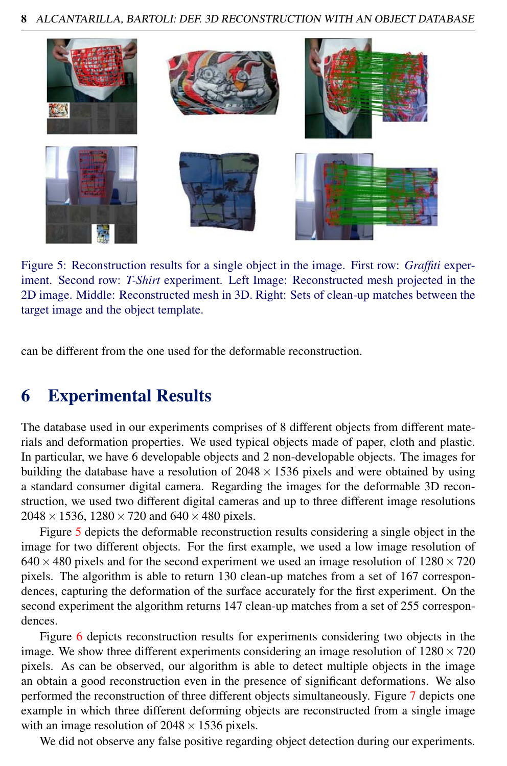Figure 5: Reconstruction results for a single object in the image. First row: *Graffiti* experiment. Second row: *T-Shirt* experiment. Left Image: Reconstructed mesh projected in the 2D image. Middle: Reconstructed mesh in 3D. Right: Sets of clean-up matches between the target image and the object template.

can be different from the one used for the deformable reconstruction.

# 6 Experimental Results

The database used in our experiments comprises of 8 different objects from different materials and deformation properties. We used typical objects made of paper, cloth and plastic. In particular, we have 6 developable objects and 2 non-developable objects. The images for building the database have a resolution of $2048 \times 1536$ pixels and were obtained by using a standard consumer digital camera. Regarding the images for the deformable 3D reconstruction, we used two different digital cameras and up to three different image resolutions $2048 \times 1536$, $1280 \times 720$ and $640 \times 480$ pixels.

Figure 5 depicts the deformable reconstruction results considering a single object in the image for two different objects. For the first example, we used a low image resolution of $640 \times 480$ pixels and for the second experiment we used an image resolution of $1280 \times 720$ pixels. The algorithm is able to return 130 clean-up matches from a set of 167 correspondences, capturing the deformation of the surface accurately for the first experiment. On the second experiment the algorithm returns 147 clean-up matches from a set of 255 correspondences.

Figure 6 depicts reconstruction results for experiments considering two objects in the image. We show three different experiments considering an image resolution of $1280 \times 720$ pixels. As can be observed, our algorithm is able to detect multiple objects in the image an obtain a good reconstruction even in the presence of significant deformations. We also performed the reconstruction of three different objects simultaneously. Figure 7 depicts one example in which three different deforming objects are reconstructed from a single image with an image resolution of $2048 \times 1536$ pixels.

We did not observe any false positive regarding object detection during our experiments.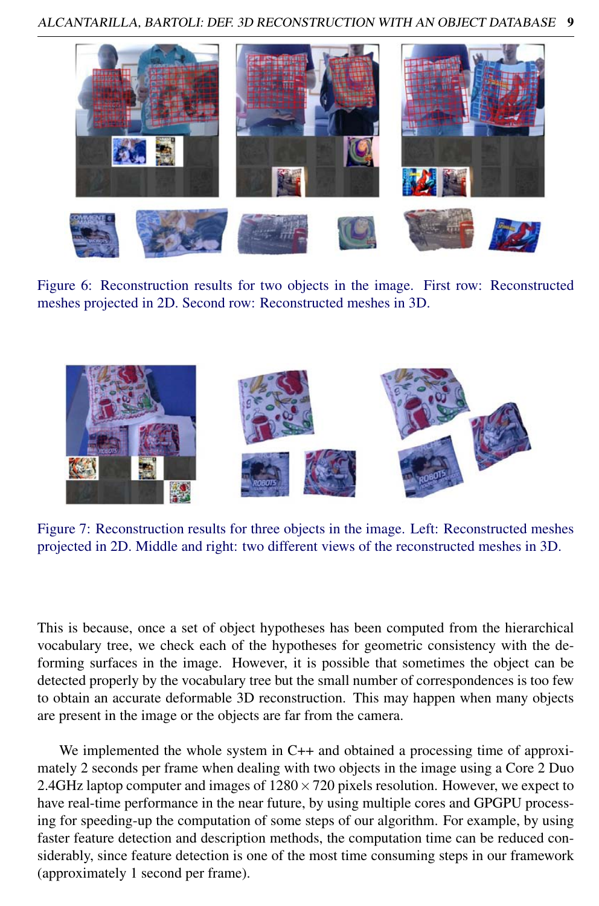Figure 6: Reconstruction results for two objects in the image. First row: Reconstructed meshes projected in 2D. Second row: Reconstructed meshes in 3D.

Figure 7: Reconstruction results for three objects in the image. Left: Reconstructed meshes projected in 2D. Middle and right: two different views of the reconstructed meshes in 3D.

This is because, once a set of object hypotheses has been computed from the hierarchical vocabulary tree, we check each of the hypotheses for geometric consistency with the deforming surfaces in the image. However, it is possible that sometimes the object can be detected properly by the vocabulary tree but the small number of correspondences is too few to obtain an accurate deformable 3D reconstruction. This may happen when many objects are present in the image or the objects are far from the camera.

We implemented the whole system in C++ and obtained a processing time of approximately 2 seconds per frame when dealing with two objects in the image using a Core 2 Duo 2.4GHz laptop computer and images of $1280 \times 720$ pixels resolution. However, we expect to have real-time performance in the near future, by using multiple cores and GPGPU processing for speeding-up the computation of some steps of our algorithm. For example, by using faster feature detection and description methods, the computation time can be reduced considerably, since feature detection is one of the most time consuming steps in our framework (approximately 1 second per frame).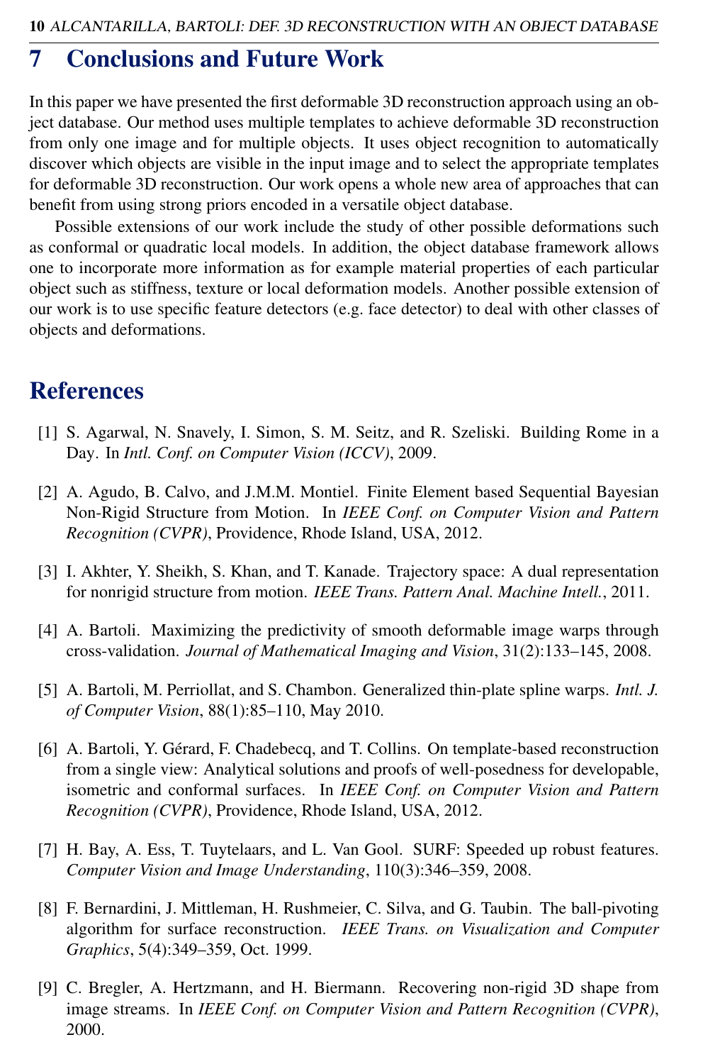## 7 Conclusions and Future Work

In this paper we have presented the first deformable 3D reconstruction approach using an object database. Our method uses multiple templates to achieve deformable 3D reconstruction from only one image and for multiple objects. It uses object recognition to automatically discover which objects are visible in the input image and to select the appropriate templates for deformable 3D reconstruction. Our work opens a whole new area of approaches that can benefit from using strong priors encoded in a versatile object database.

Possible extensions of our work include the study of other possible deformations such as conformal or quadratic local models. In addition, the object database framework allows one to incorporate more information as for example material properties of each particular object such as stiffness, texture or local deformation models. Another possible extension of our work is to use specific feature detectors (e.g. face detector) to deal with other classes of objects and deformations.

## References

[1] S. Agarwal, N. Snavely, I. Simon, S. M. Seitz, and R. Szeliski. Building Rome in a Day. In *Intl. Conf. on Computer Vision (ICCV)*, 2009.

[2] A. Agudo, B. Calvo, and J.M.M. Montiel. Finite Element based Sequential Bayesian Non-Rigid Structure from Motion. In *IEEE Conf. on Computer Vision and Pattern Recognition (CVPR)*, Providence, Rhode Island, USA, 2012.

[3] I. Akhter, Y. Sheikh, S. Khan, and T. Kanade. Trajectory space: A dual representation for nonrigid structure from motion. *IEEE Trans. Pattern Anal. Machine Intell.*, 2011.

[4] A. Bartoli. Maximizing the predictivity of smooth deformable image warps through cross-validation. *Journal of Mathematical Imaging and Vision*, 31(2):133–145, 2008.

[5] A. Bartoli, M. Perriollat, and S. Chambon. Generalized thin-plate spline warps. *Intl. J. of Computer Vision*, 88(1):85–110, May 2010.

[6] A. Bartoli, Y. Gérard, F. Chadebecq, and T. Collins. On template-based reconstruction from a single view: Analytical solutions and proofs of well-posedness for developable, isometric and conformal surfaces. In *IEEE Conf. on Computer Vision and Pattern Recognition (CVPR)*, Providence, Rhode Island, USA, 2012.

[7] H. Bay, A. Ess, T. Tuytelaars, and L. Van Gool. SURF: Speeded up robust features. *Computer Vision and Image Understanding*, 110(3):346–359, 2008.

[8] F. Bernardini, J. Mittleman, H. Rushmeier, C. Silva, and G. Taubin. The ball-pivoting algorithm for surface reconstruction. *IEEE Trans. on Visualization and Computer Graphics*, 5(4):349–359, Oct. 1999.

[9] C. Bregler, A. Hertzmann, and H. Biermann. Recovering non-rigid 3D shape from image streams. In *IEEE Conf. on Computer Vision and Pattern Recognition (CVPR)*, 2000.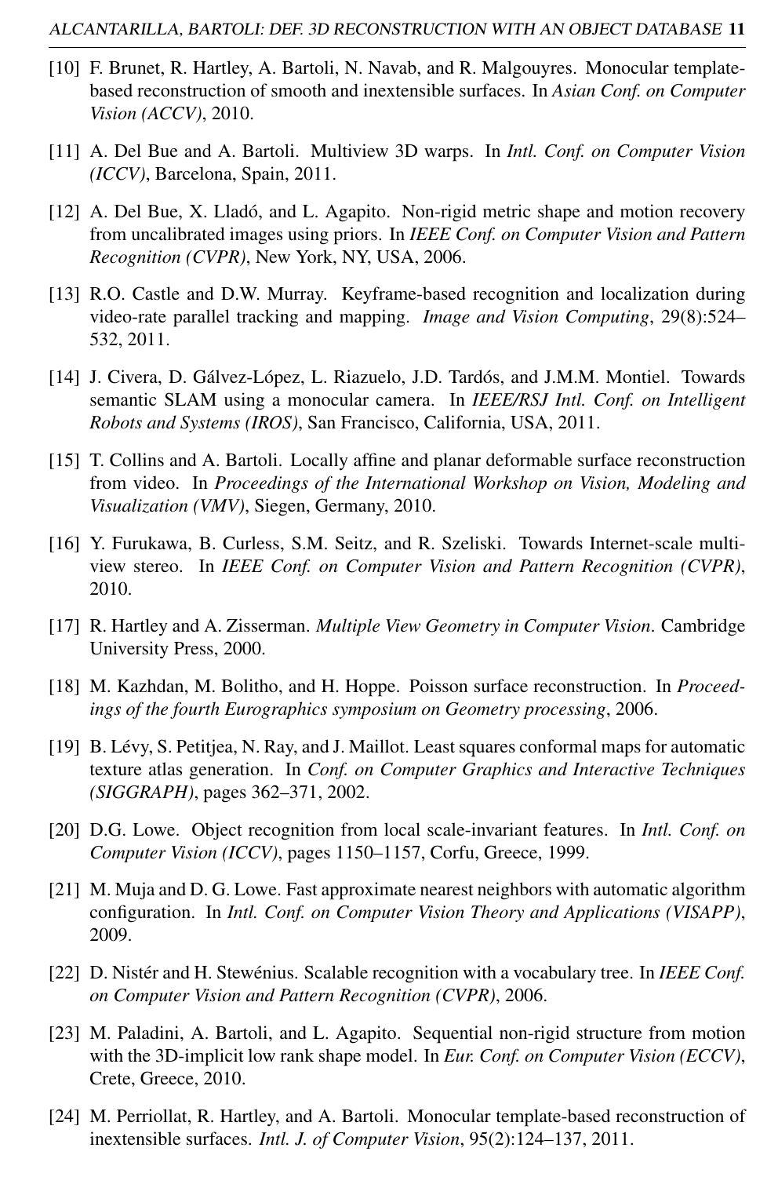[10] F. Brunet, R. Hartley, A. Bartoli, N. Navab, and R. Malgouyres. Monocular template-based reconstruction of smooth and inextensible surfaces. In *Asian Conf. on Computer Vision (ACCV)*, 2010.

[11] A. Del Bue and A. Bartoli. Multiview 3D warps. In *Intl. Conf. on Computer Vision (ICCV)*, Barcelona, Spain, 2011.

[12] A. Del Bue, X. Lladó, and L. Agapito. Non-rigid metric shape and motion recovery from uncalibrated images using priors. In *IEEE Conf. on Computer Vision and Pattern Recognition (CVPR)*, New York, NY, USA, 2006.

[13] R.O. Castle and D.W. Murray. Keyframe-based recognition and localization during video-rate parallel tracking and mapping. *Image and Vision Computing*, 29(8):524–532, 2011.

[14] J. Civera, D. Gálvez-López, L. Riazuelo, J.D. Tardós, and J.M.M. Montiel. Towards semantic SLAM using a monocular camera. In *IEEE/RSJ Intl. Conf. on Intelligent Robots and Systems (IROS)*, San Francisco, California, USA, 2011.

[15] T. Collins and A. Bartoli. Locally affine and planar deformable surface reconstruction from video. In *Proceedings of the International Workshop on Vision, Modeling and Visualization (VMV)*, Siegen, Germany, 2010.

[16] Y. Furukawa, B. Curless, S.M. Seitz, and R. Szeliski. Towards Internet-scale multi-view stereo. In *IEEE Conf. on Computer Vision and Pattern Recognition (CVPR)*, 2010.

[17] R. Hartley and A. Zisserman. *Multiple View Geometry in Computer Vision*. Cambridge University Press, 2000.

[18] M. Kazhdan, M. Bolitho, and H. Hoppe. Poisson surface reconstruction. In *Proceedings of the fourth Eurographics symposium on Geometry processing*, 2006.

[19] B. Lévy, S. Petitjea, N. Ray, and J. Maillot. Least squares conformal maps for automatic texture atlas generation. In *Conf. on Computer Graphics and Interactive Techniques (SIGGRAPH)*, pages 362–371, 2002.

[20] D.G. Lowe. Object recognition from local scale-invariant features. In *Intl. Conf. on Computer Vision (ICCV)*, pages 1150–1157, Corfu, Greece, 1999.

[21] M. Muja and D. G. Lowe. Fast approximate nearest neighbors with automatic algorithm configuration. In *Intl. Conf. on Computer Vision Theory and Applications (VISAPP)*, 2009.

[22] D. Nistér and H. Stewénius. Scalable recognition with a vocabulary tree. In *IEEE Conf. on Computer Vision and Pattern Recognition (CVPR)*, 2006.

[23] M. Paladini, A. Bartoli, and L. Agapito. Sequential non-rigid structure from motion with the 3D-implicit low rank shape model. In *Eur. Conf. on Computer Vision (ECCV)*, Crete, Greece, 2010.

[24] M. Perriollat, R. Hartley, and A. Bartoli. Monocular template-based reconstruction of inextensible surfaces. *Intl. J. of Computer Vision*, 95(2):124–137, 2011.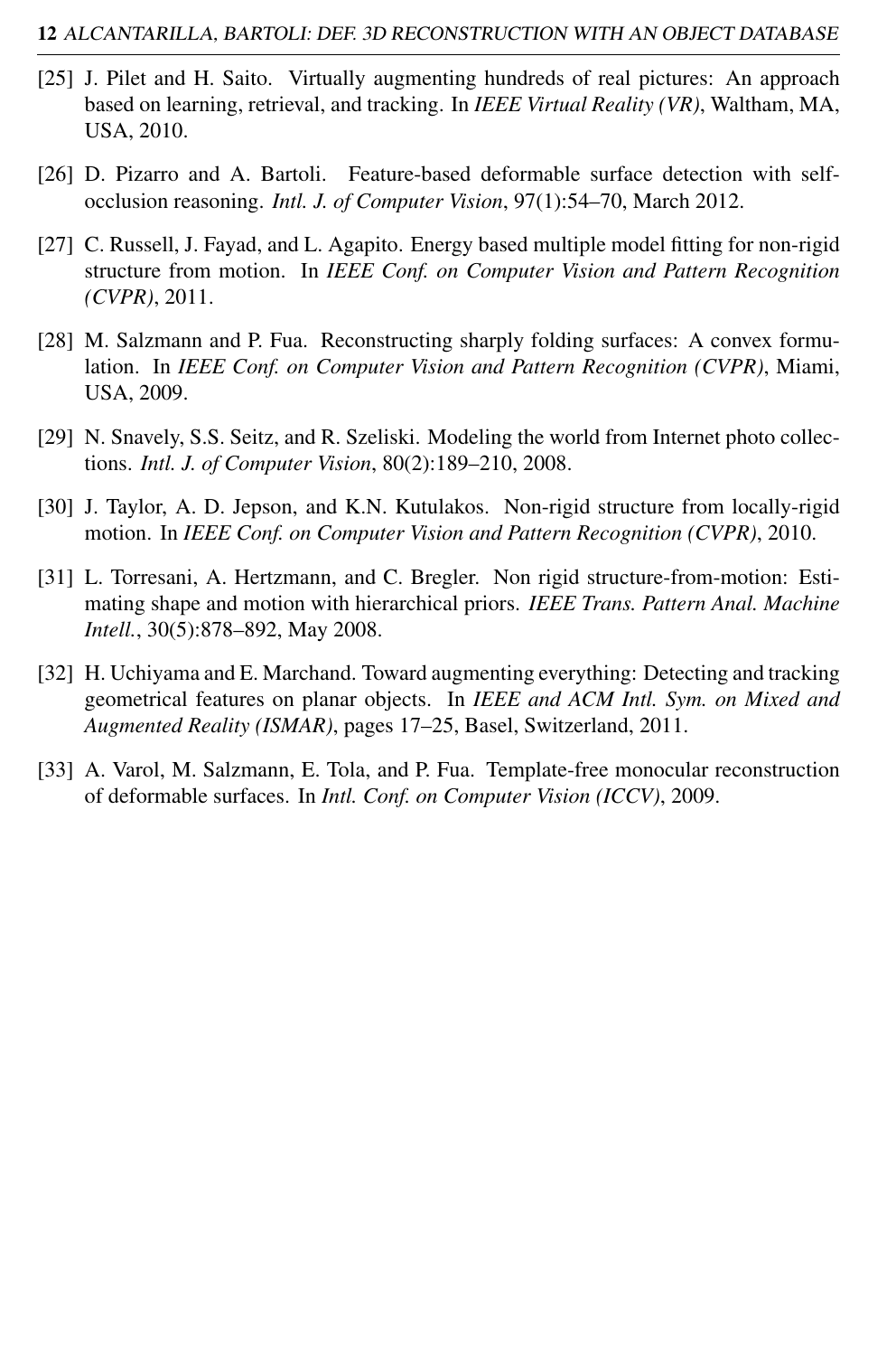[25] J. Pilet and H. Saito. Virtually augmenting hundreds of real pictures: An approach based on learning, retrieval, and tracking. In *IEEE Virtual Reality (VR)*, Waltham, MA, USA, 2010.

[26] D. Pizarro and A. Bartoli. Feature-based deformable surface detection with self-occlusion reasoning. *Intl. J. of Computer Vision*, 97(1):54–70, March 2012.

[27] C. Russell, J. Fayad, and L. Agapito. Energy based multiple model fitting for non-rigid structure from motion. In *IEEE Conf. on Computer Vision and Pattern Recognition (CVPR)*, 2011.

[28] M. Salzmann and P. Fua. Reconstructing sharply folding surfaces: A convex formulation. In *IEEE Conf. on Computer Vision and Pattern Recognition (CVPR)*, Miami, USA, 2009.

[29] N. Snavely, S.S. Seitz, and R. Szeliski. Modeling the world from Internet photo collections. *Intl. J. of Computer Vision*, 80(2):189–210, 2008.

[30] J. Taylor, A. D. Jepson, and K.N. Kutulakos. Non-rigid structure from locally-rigid motion. In *IEEE Conf. on Computer Vision and Pattern Recognition (CVPR)*, 2010.

[31] L. Torresani, A. Hertzmann, and C. Bregler. Non rigid structure-from-motion: Estimating shape and motion with hierarchical priors. *IEEE Trans. Pattern Anal. Machine Intell.*, 30(5):878–892, May 2008.

[32] H. Uchiyama and E. Marchand. Toward augmenting everything: Detecting and tracking geometrical features on planar objects. In *IEEE and ACM Intl. Sym. on Mixed and Augmented Reality (ISMAR)*, pages 17–25, Basel, Switzerland, 2011.

[33] A. Varol, M. Salzmann, E. Tola, and P. Fua. Template-free monocular reconstruction of deformable surfaces. In *Intl. Conf. on Computer Vision (ICCV)*, 2009.